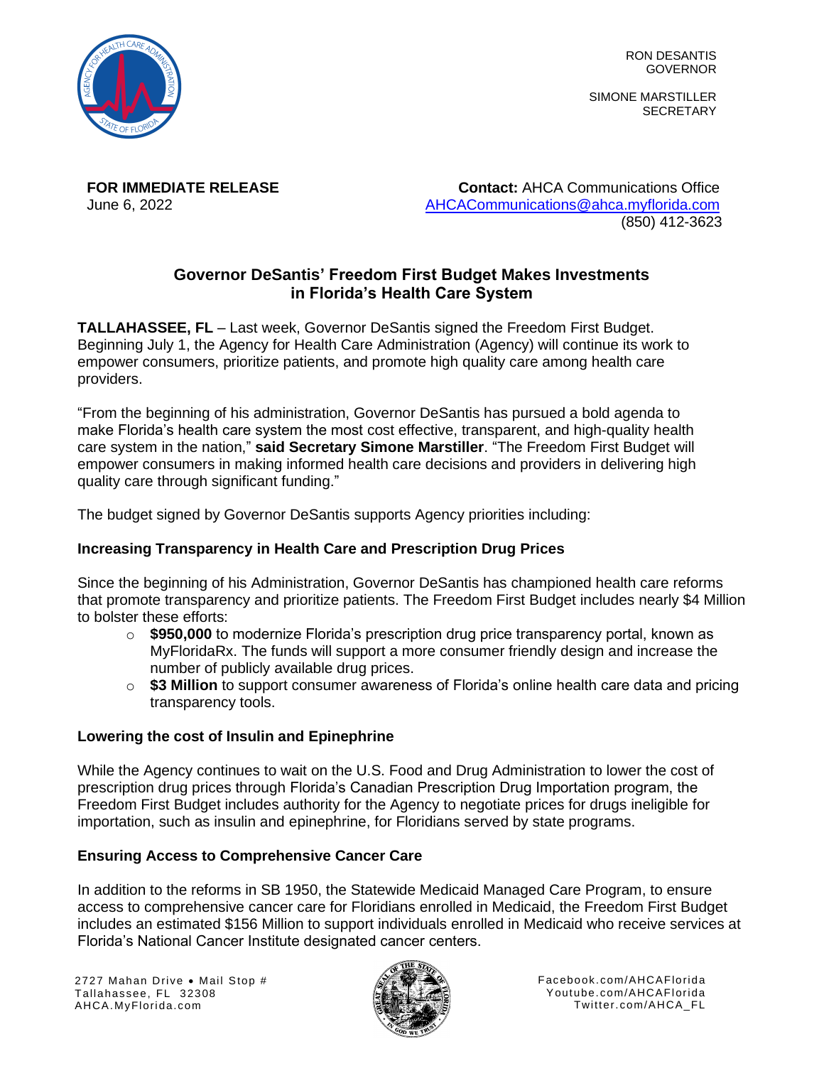RON DESANTIS
GOVERNOR

SIMONE MARSTILLER
SECRETARY

**FOR IMMEDIATE RELEASE**
June 6, 2022

**Contact:** AHCA Communications Office
AHCACommunications@ahca.myflorida.com
(850) 412-3623

## Governor DeSantis' Freedom First Budget Makes Investments in Florida's Health Care System

**TALLAHASSEE, FL** – Last week, Governor DeSantis signed the Freedom First Budget. Beginning July 1, the Agency for Health Care Administration (Agency) will continue its work to empower consumers, prioritize patients, and promote high quality care among health care providers.

"From the beginning of his administration, Governor DeSantis has pursued a bold agenda to make Florida's health care system the most cost effective, transparent, and high-quality health care system in the nation," **said Secretary Simone Marstiller**. "The Freedom First Budget will empower consumers in making informed health care decisions and providers in delivering high quality care through significant funding."

The budget signed by Governor DeSantis supports Agency priorities including:

### Increasing Transparency in Health Care and Prescription Drug Prices

Since the beginning of his Administration, Governor DeSantis has championed health care reforms that promote transparency and prioritize patients. The Freedom First Budget includes nearly $4 Million to bolster these efforts:

- **$950,000** to modernize Florida's prescription drug price transparency portal, known as MyFloridaRx. The funds will support a more consumer friendly design and increase the number of publicly available drug prices.
- **$3 Million** to support consumer awareness of Florida's online health care data and pricing transparency tools.

### Lowering the cost of Insulin and Epinephrine

While the Agency continues to wait on the U.S. Food and Drug Administration to lower the cost of prescription drug prices through Florida's Canadian Prescription Drug Importation program, the Freedom First Budget includes authority for the Agency to negotiate prices for drugs ineligible for importation, such as insulin and epinephrine, for Floridians served by state programs.

### Ensuring Access to Comprehensive Cancer Care

In addition to the reforms in SB 1950, the Statewide Medicaid Managed Care Program, to ensure access to comprehensive cancer care for Floridians enrolled in Medicaid, the Freedom First Budget includes an estimated $156 Million to support individuals enrolled in Medicaid who receive services at Florida's National Cancer Institute designated cancer centers.

2727 Mahan Drive • Mail Stop #
Tallahassee, FL 32308
AHCA.MyFlorida.com

Facebook.com/AHCAFlorida
Youtube.com/AHCAFlorida
Twitter.com/AHCA_FL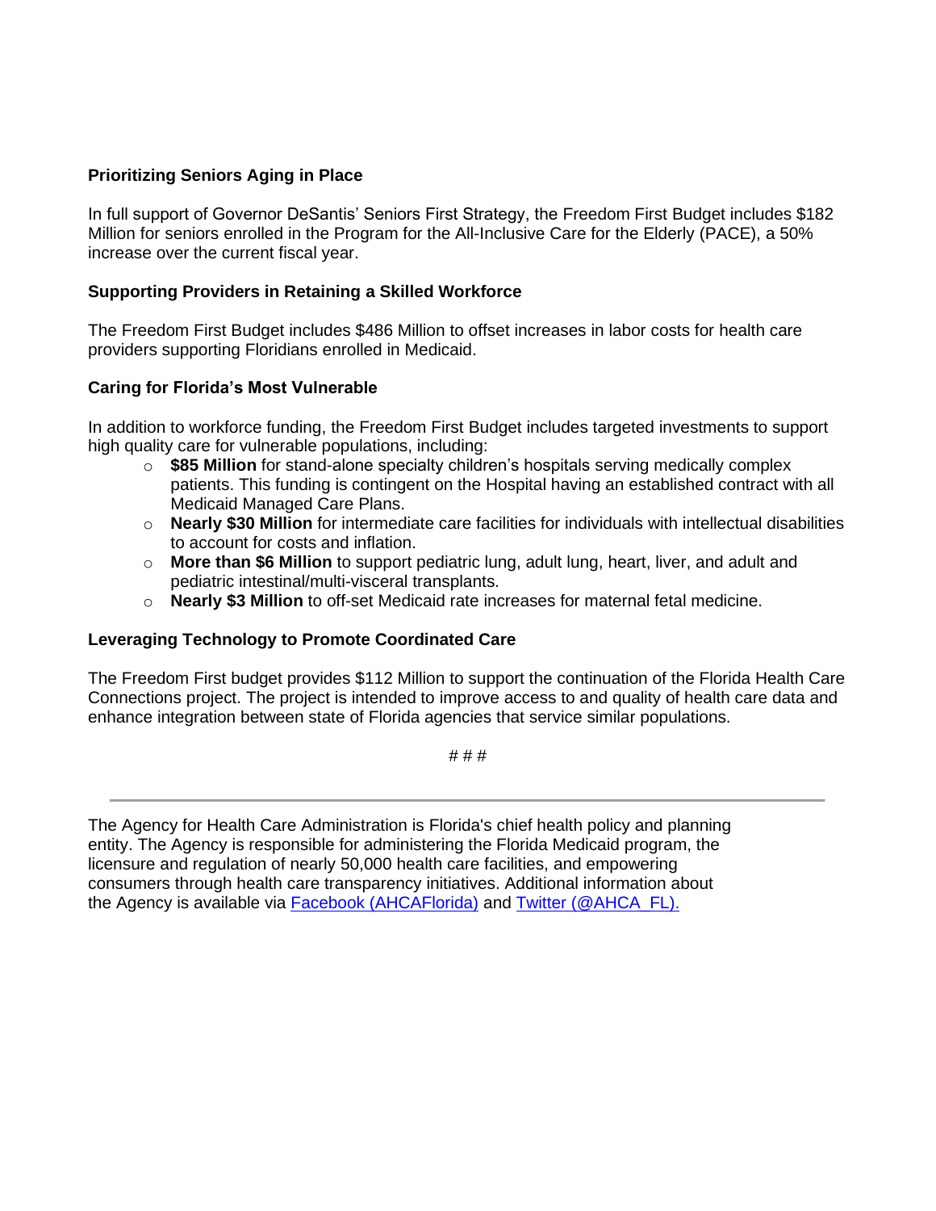**Prioritizing Seniors Aging in Place**

In full support of Governor DeSantis' Seniors First Strategy, the Freedom First Budget includes $182 Million for seniors enrolled in the Program for the All-Inclusive Care for the Elderly (PACE), a 50% increase over the current fiscal year.

**Supporting Providers in Retaining a Skilled Workforce**

The Freedom First Budget includes $486 Million to offset increases in labor costs for health care providers supporting Floridians enrolled in Medicaid.

**Caring for Florida's Most Vulnerable**

In addition to workforce funding, the Freedom First Budget includes targeted investments to support high quality care for vulnerable populations, including:

- **$85 Million** for stand-alone specialty children's hospitals serving medically complex patients. This funding is contingent on the Hospital having an established contract with all Medicaid Managed Care Plans.
- **Nearly $30 Million** for intermediate care facilities for individuals with intellectual disabilities to account for costs and inflation.
- **More than $6 Million** to support pediatric lung, adult lung, heart, liver, and adult and pediatric intestinal/multi-visceral transplants.
- **Nearly $3 Million** to off-set Medicaid rate increases for maternal fetal medicine.

**Leveraging Technology to Promote Coordinated Care**

The Freedom First budget provides $112 Million to support the continuation of the Florida Health Care Connections project. The project is intended to improve access to and quality of health care data and enhance integration between state of Florida agencies that service similar populations.

# # #

---

The Agency for Health Care Administration is Florida's chief health policy and planning entity. The Agency is responsible for administering the Florida Medicaid program, the licensure and regulation of nearly 50,000 health care facilities, and empowering consumers through health care transparency initiatives. Additional information about the Agency is available via Facebook (AHCAFlorida) and Twitter (@AHCA_FL).